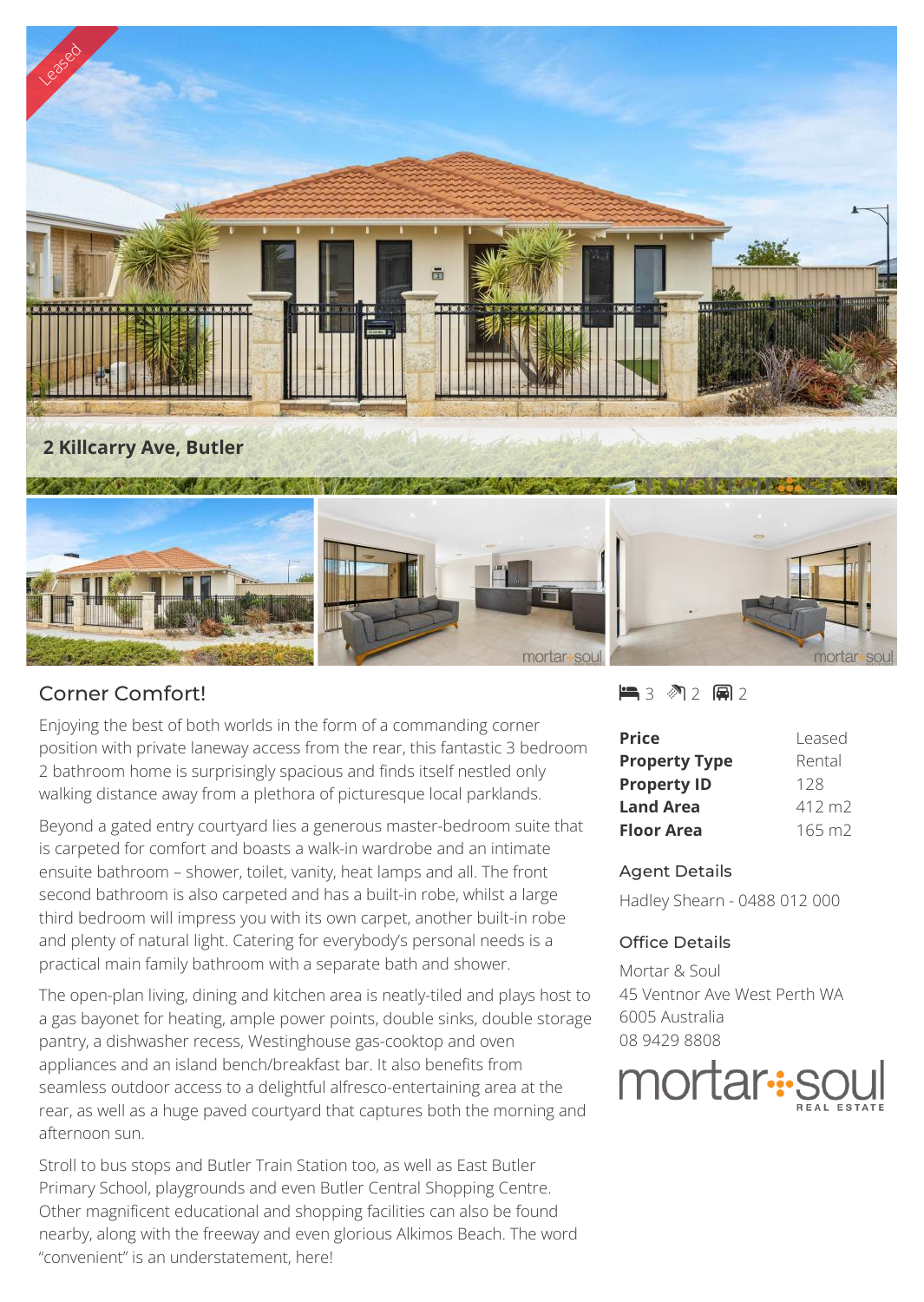Leased

# 2 Killcarry Ave, Butler

## Corner Comfort!

Enjoying the best of both worlds in the form of a commanding corner position with private laneway access from the rear, this fantastic 3 bedroom 2 bathroom home is surprisingly spacious and finds itself nestled only walking distance away from a plethora of picturesque local parklands.

Beyond a gated entry courtyard lies a generous master-bedroom suite that is carpeted for comfort and boasts a walk-in wardrobe and an intimate ensuite bathroom – shower, toilet, vanity, heat lamps and all. The front second bathroom is also carpeted and has a built-in robe, whilst a large third bedroom will impress you with its own carpet, another built-in robe and plenty of natural light. Catering for everybody's personal needs is a practical main family bathroom with a separate bath and shower.

The open-plan living, dining and kitchen area is neatly-tiled and plays host to a gas bayonet for heating, ample power points, double sinks, double storage pantry, a dishwasher recess, Westinghouse gas-cooktop and oven appliances and an island bench/breakfast bar. It also benefits from seamless outdoor access to a delightful alfresco-entertaining area at the rear, as well as a huge paved courtyard that captures both the morning and afternoon sun.

Stroll to bus stops and Butler Train Station too, as well as East Butler Primary School, playgrounds and even Butler Central Shopping Centre. Other magnificent educational and shopping facilities can also be found nearby, along with the freeway and even glorious Alkimos Beach. The word "convenient" is an understatement, here!

3 bed | 2 bath | 2 car

| | |
|---|---|
| **Price** | Leased |
| **Property Type** | Rental |
| **Property ID** | 128 |
| **Land Area** | 412 m2 |
| **Floor Area** | 165 m2 |

### Agent Details

Hadley Shearn - 0488 012 000

### Office Details

Mortar & Soul
45 Ventnor Ave West Perth WA 6005 Australia
08 9429 8808

mortar soul REAL ESTATE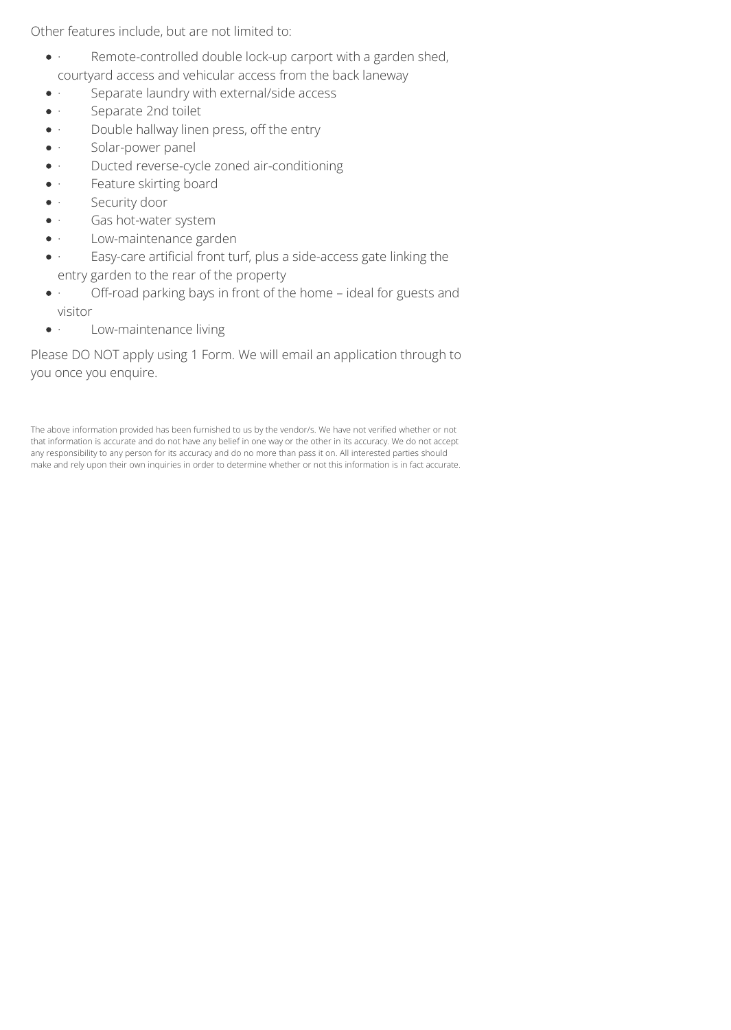Other features include, but are not limited to:

- · Remote-controlled double lock-up carport with a garden shed, courtyard access and vehicular access from the back laneway
- · Separate laundry with external/side access
- · Separate 2nd toilet
- · Double hallway linen press, off the entry
- · Solar-power panel
- · Ducted reverse-cycle zoned air-conditioning
- · Feature skirting board
- · Security door
- · Gas hot-water system
- · Low-maintenance garden
- · Easy-care artificial front turf, plus a side-access gate linking the entry garden to the rear of the property
- · Off-road parking bays in front of the home – ideal for guests and visitor
- · Low-maintenance living

Please DO NOT apply using 1 Form. We will email an application through to you once you enquire.

The above information provided has been furnished to us by the vendor/s. We have not verified whether or not that information is accurate and do not have any belief in one way or the other in its accuracy. We do not accept any responsibility to any person for its accuracy and do no more than pass it on. All interested parties should make and rely upon their own inquiries in order to determine whether or not this information is in fact accurate.